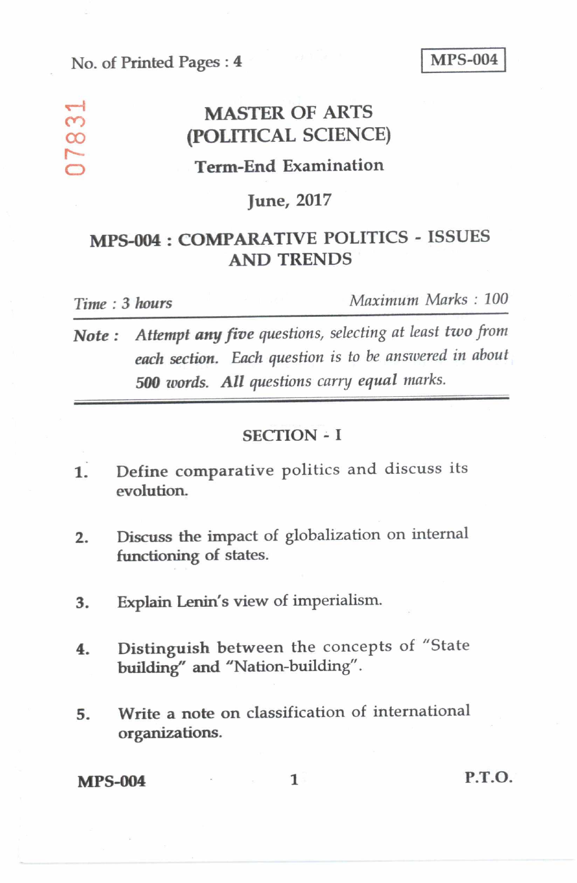No. of Printed Pages : 4

**MPS-004**

07831

# MASTER OF ARTS (POLITICAL SCIENCE)

## Term-End Examination

## June, 2017

## MPS-004 : COMPARATIVE POLITICS - ISSUES AND TRENDS

*Time : 3 hours* *Maximum Marks : 100*

***Note :*** *Attempt **any five** questions, selecting at least **two** from **each section**. Each question is to be answered in about **500 words**. **All** questions carry **equal** marks.*

### SECTION - I

1. Define comparative politics and discuss its evolution.

2. Discuss the impact of globalization on internal functioning of states.

3. Explain Lenin's view of imperialism.

4. Distinguish between the concepts of "State building" and "Nation-building".

5. Write a note on classification of international organizations.

P.T.O.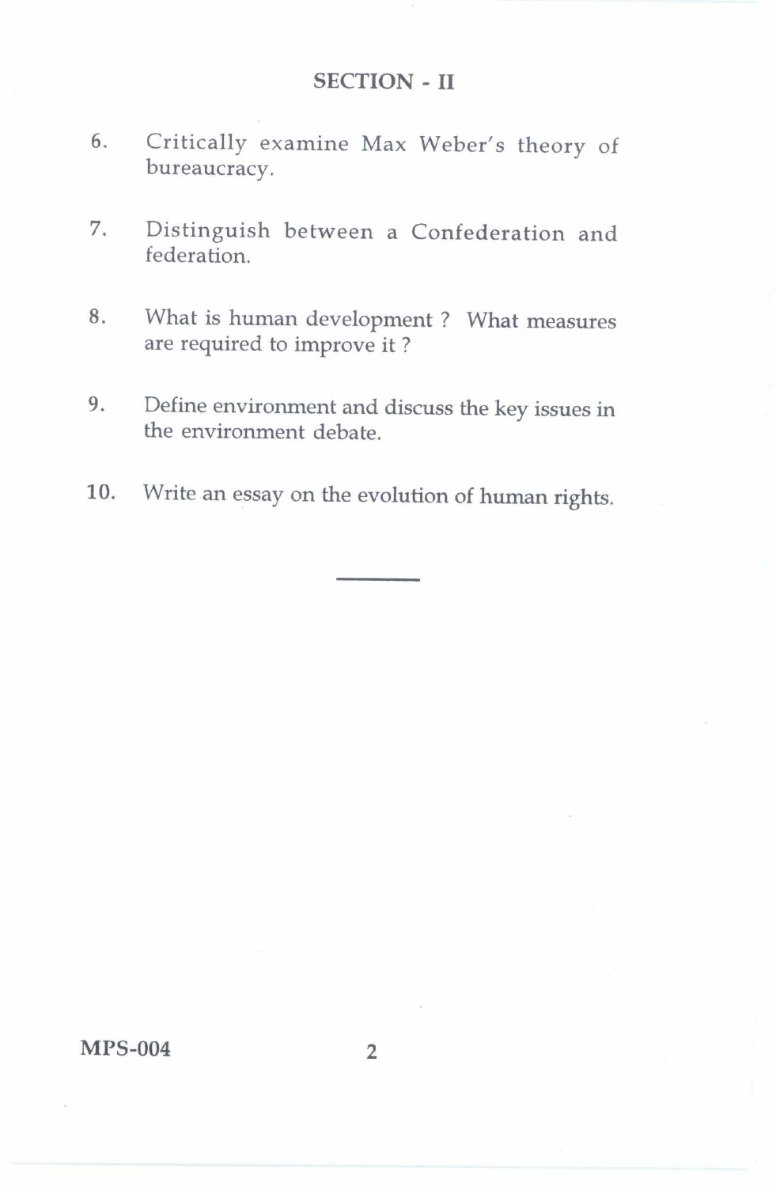## SECTION - II

6. Critically examine Max Weber's theory of bureaucracy.

7. Distinguish between a Confederation and federation.

8. What is human development ? What measures are required to improve it ?

9. Define environment and discuss the key issues in the environment debate.

10. Write an essay on the evolution of human rights.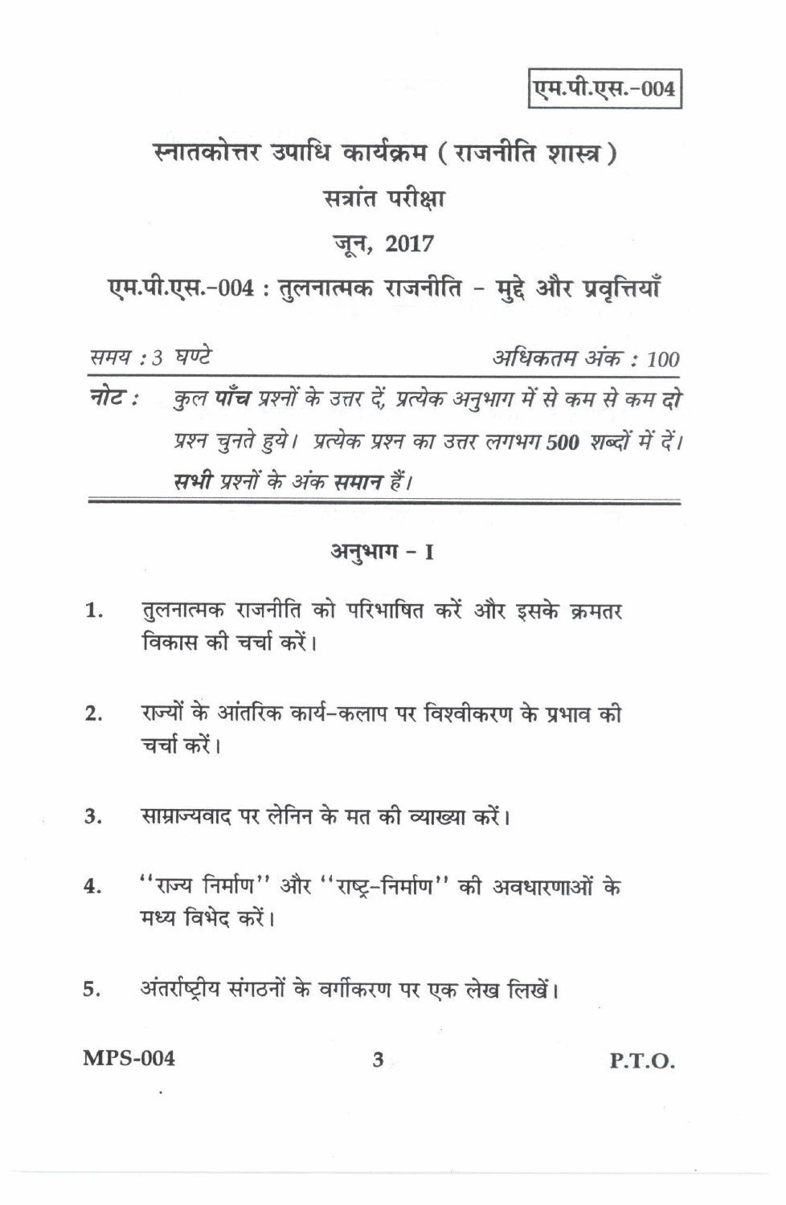एम.पी.एस.-004

# स्नातकोत्तर उपाधि कार्यक्रम (राजनीति शास्त्र)

## सत्रांत परीक्षा

## जून, 2017

## एम.पी.एस.-004 : तुलनात्मक राजनीति - मुद्दे और प्रवृत्तियाँ

*समय : 3 घण्टे* *अधिकतम अंक : 100*

**नोट :** *कुल* ***पाँच*** *प्रश्नों के उत्तर दें, प्रत्येक अनुभाग में से कम से कम दो प्रश्न चुनते हुये। प्रत्येक प्रश्न का उत्तर लगभग* ***500*** *शब्दों में दें।* ***सभी*** *प्रश्नों के अंक* ***समान*** *हैं।*

---

### अनुभाग - I

1. तुलनात्मक राजनीति को परिभाषित करें और इसके क्रमतर विकास की चर्चा करें।

2. राज्यों के आंतरिक कार्य-कलाप पर विश्वीकरण के प्रभाव की चर्चा करें।

3. साम्राज्यवाद पर लेनिन के मत की व्याख्या करें।

4. "राज्य निर्माण" और "राष्ट्र-निर्माण" की अवधारणाओं के मध्य विभेद करें।

5. अंतर्राष्ट्रीय संगठनों के वर्गीकरण पर एक लेख लिखें।

MPS-004 P.T.O.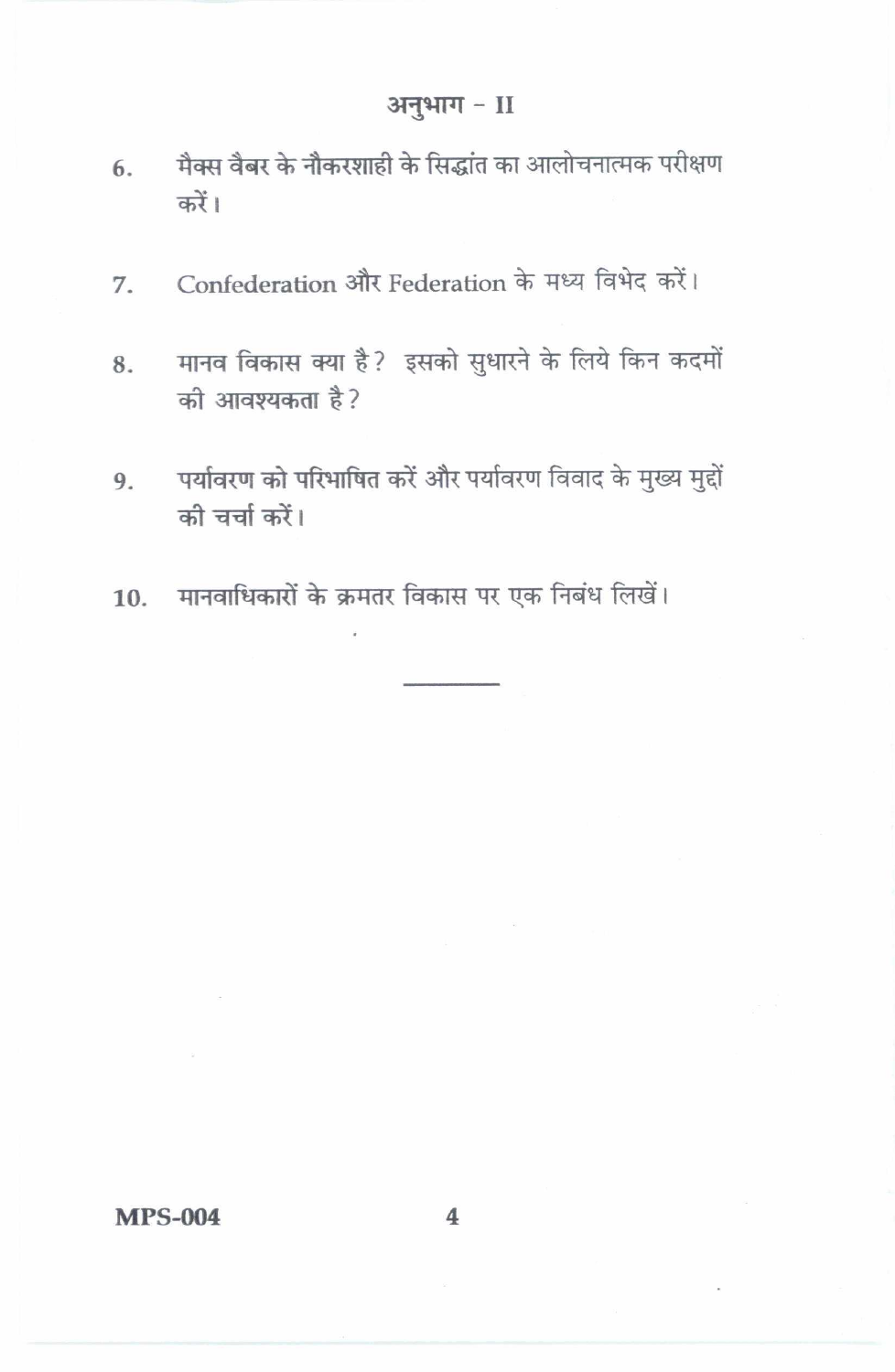## अनुभाग - II

6. मैक्स वैबर के नौकरशाही के सिद्धांत का आलोचनात्मक परीक्षण करें।

7. Confederation और Federation के मध्य विभेद करें।

8. मानव विकास क्या है? इसको सुधारने के लिये किन कदमों की आवश्यकता है?

9. पर्यावरण को परिभाषित करें और पर्यावरण विवाद के मुख्य मुद्दों की चर्चा करें।

10. मानवाधिकारों के क्रमतर विकास पर एक निबंध लिखें।

---